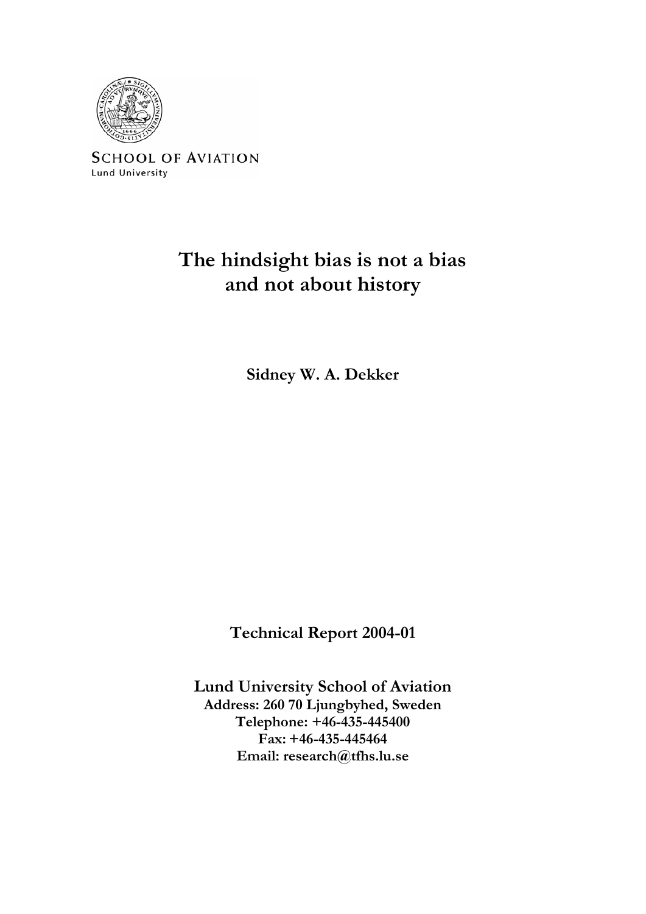SCHOOL OF AVIATION
Lund University

# The hindsight bias is not a bias and not about history

**Sidney W. A. Dekker**

**Technical Report 2004-01**

**Lund University School of Aviation**
**Address: 260 70 Ljungbyhed, Sweden**
**Telephone: +46-435-445400**
**Fax: +46-435-445464**
**Email: research@tfhs.lu.se**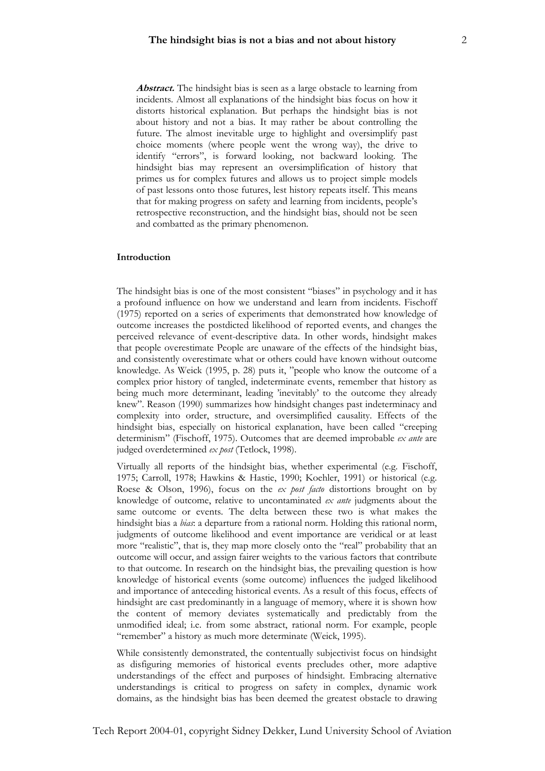**Abstract.** The hindsight bias is seen as a large obstacle to learning from incidents. Almost all explanations of the hindsight bias focus on how it distorts historical explanation. But perhaps the hindsight bias is not about history and not a bias. It may rather be about controlling the future. The almost inevitable urge to highlight and oversimplify past choice moments (where people went the wrong way), the drive to identify "errors", is forward looking, not backward looking. The hindsight bias may represent an oversimplification of history that primes us for complex futures and allows us to project simple models of past lessons onto those futures, lest history repeats itself. This means that for making progress on safety and learning from incidents, people's retrospective reconstruction, and the hindsight bias, should not be seen and combatted as the primary phenomenon.

## Introduction

The hindsight bias is one of the most consistent "biases" in psychology and it has a profound influence on how we understand and learn from incidents. Fischoff (1975) reported on a series of experiments that demonstrated how knowledge of outcome increases the postdicted likelihood of reported events, and changes the perceived relevance of event-descriptive data. In other words, hindsight makes that people overestimate People are unaware of the effects of the hindsight bias, and consistently overestimate what or others could have known without outcome knowledge. As Weick (1995, p. 28) puts it, "people who know the outcome of a complex prior history of tangled, indeterminate events, remember that history as being much more determinant, leading 'inevitably' to the outcome they already knew". Reason (1990) summarizes how hindsight changes past indeterminacy and complexity into order, structure, and oversimplified causality. Effects of the hindsight bias, especially on historical explanation, have been called "creeping determinism" (Fischoff, 1975). Outcomes that are deemed improbable *ex ante* are judged overdetermined *ex post* (Tetlock, 1998).

Virtually all reports of the hindsight bias, whether experimental (e.g. Fischoff, 1975; Carroll, 1978; Hawkins & Hastie, 1990; Koehler, 1991) or historical (e.g. Roese & Olson, 1996), focus on the *ex post facto* distortions brought on by knowledge of outcome, relative to uncontaminated *ex ante* judgments about the same outcome or events. The delta between these two is what makes the hindsight bias a *bias*: a departure from a rational norm. Holding this rational norm, judgments of outcome likelihood and event importance are veridical or at least more "realistic", that is, they map more closely onto the "real" probability that an outcome will occur, and assign fairer weights to the various factors that contribute to that outcome. In research on the hindsight bias, the prevailing question is how knowledge of historical events (some outcome) influences the judged likelihood and importance of anteceding historical events. As a result of this focus, effects of hindsight are cast predominantly in a language of memory, where it is shown how the content of memory deviates systematically and predictably from the unmodified ideal; i.e. from some abstract, rational norm. For example, people "remember" a history as much more determinate (Weick, 1995).

While consistently demonstrated, the contentually subjectivist focus on hindsight as disfiguring memories of historical events precludes other, more adaptive understandings of the effect and purposes of hindsight. Embracing alternative understandings is critical to progress on safety in complex, dynamic work domains, as the hindsight bias has been deemed the greatest obstacle to drawing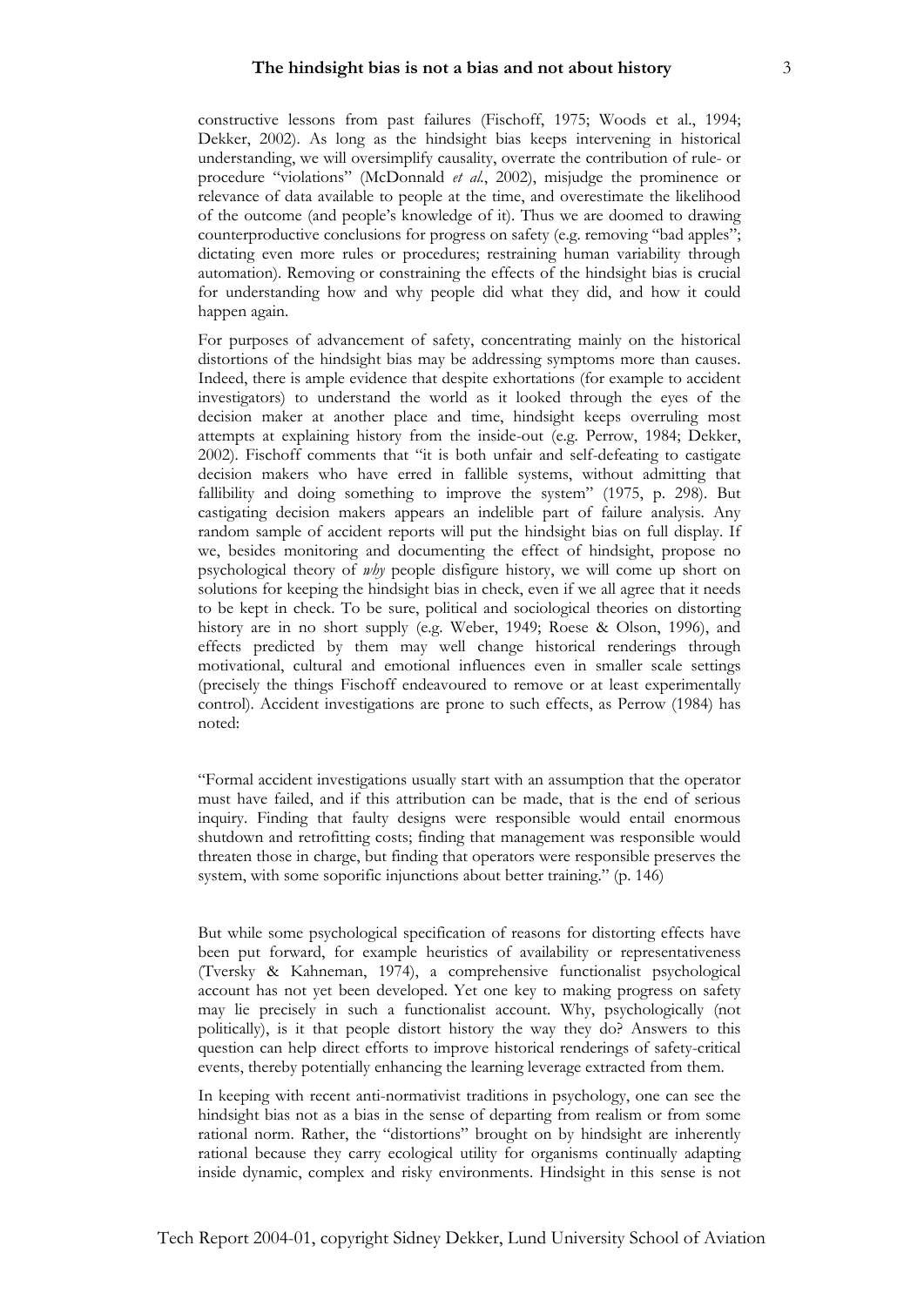constructive lessons from past failures (Fischoff, 1975; Woods et al., 1994; Dekker, 2002). As long as the hindsight bias keeps intervening in historical understanding, we will oversimplify causality, overrate the contribution of rule- or procedure "violations" (McDonnald *et al.*, 2002), misjudge the prominence or relevance of data available to people at the time, and overestimate the likelihood of the outcome (and people's knowledge of it). Thus we are doomed to drawing counterproductive conclusions for progress on safety (e.g. removing "bad apples"; dictating even more rules or procedures; restraining human variability through automation). Removing or constraining the effects of the hindsight bias is crucial for understanding how and why people did what they did, and how it could happen again.

For purposes of advancement of safety, concentrating mainly on the historical distortions of the hindsight bias may be addressing symptoms more than causes. Indeed, there is ample evidence that despite exhortations (for example to accident investigators) to understand the world as it looked through the eyes of the decision maker at another place and time, hindsight keeps overruling most attempts at explaining history from the inside-out (e.g. Perrow, 1984; Dekker, 2002). Fischoff comments that "it is both unfair and self-defeating to castigate decision makers who have erred in fallible systems, without admitting that fallibility and doing something to improve the system" (1975, p. 298). But castigating decision makers appears an indelible part of failure analysis. Any random sample of accident reports will put the hindsight bias on full display. If we, besides monitoring and documenting the effect of hindsight, propose no psychological theory of *why* people disfigure history, we will come up short on solutions for keeping the hindsight bias in check, even if we all agree that it needs to be kept in check. To be sure, political and sociological theories on distorting history are in no short supply (e.g. Weber, 1949; Roese & Olson, 1996), and effects predicted by them may well change historical renderings through motivational, cultural and emotional influences even in smaller scale settings (precisely the things Fischoff endeavoured to remove or at least experimentally control). Accident investigations are prone to such effects, as Perrow (1984) has noted:

"Formal accident investigations usually start with an assumption that the operator must have failed, and if this attribution can be made, that is the end of serious inquiry. Finding that faulty designs were responsible would entail enormous shutdown and retrofitting costs; finding that management was responsible would threaten those in charge, but finding that operators were responsible preserves the system, with some soporific injunctions about better training." (p. 146)

But while some psychological specification of reasons for distorting effects have been put forward, for example heuristics of availability or representativeness (Tversky & Kahneman, 1974), a comprehensive functionalist psychological account has not yet been developed. Yet one key to making progress on safety may lie precisely in such a functionalist account. Why, psychologically (not politically), is it that people distort history the way they do? Answers to this question can help direct efforts to improve historical renderings of safety-critical events, thereby potentially enhancing the learning leverage extracted from them.

In keeping with recent anti-normativist traditions in psychology, one can see the hindsight bias not as a bias in the sense of departing from realism or from some rational norm. Rather, the "distortions" brought on by hindsight are inherently rational because they carry ecological utility for organisms continually adapting inside dynamic, complex and risky environments. Hindsight in this sense is not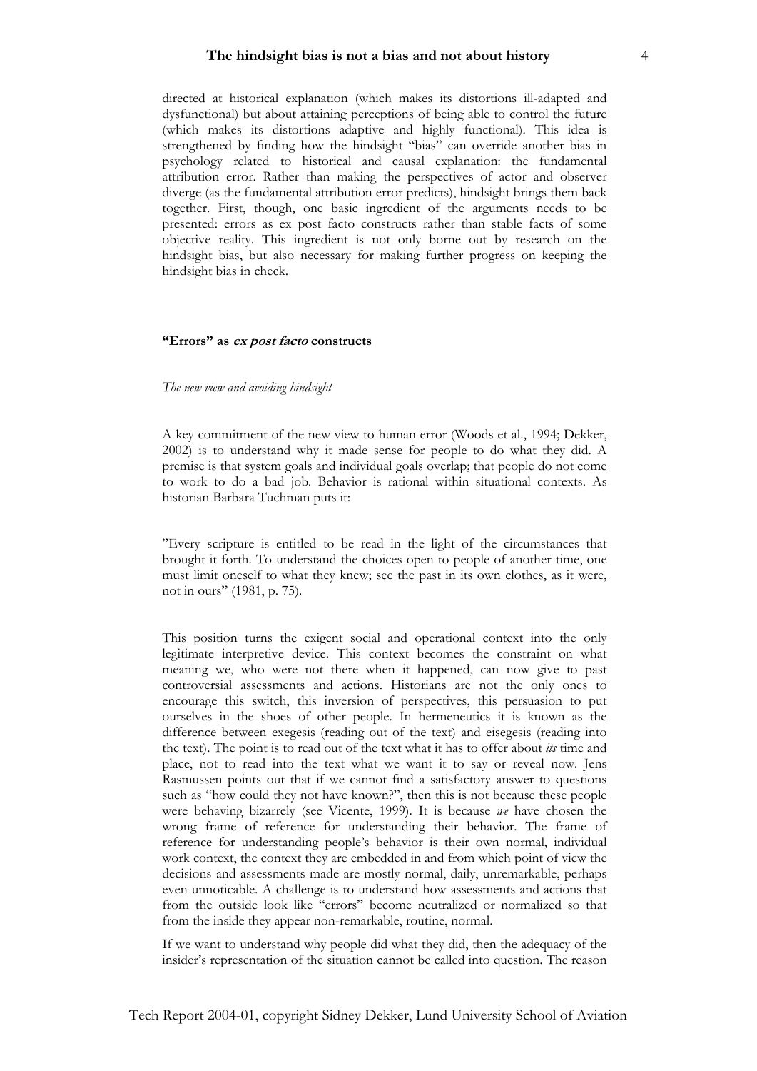directed at historical explanation (which makes its distortions ill-adapted and dysfunctional) but about attaining perceptions of being able to control the future (which makes its distortions adaptive and highly functional). This idea is strengthened by finding how the hindsight "bias" can override another bias in psychology related to historical and causal explanation: the fundamental attribution error. Rather than making the perspectives of actor and observer diverge (as the fundamental attribution error predicts), hindsight brings them back together. First, though, one basic ingredient of the arguments needs to be presented: errors as ex post facto constructs rather than stable facts of some objective reality. This ingredient is not only borne out by research on the hindsight bias, but also necessary for making further progress on keeping the hindsight bias in check.

## "Errors" as *ex post facto* constructs

### *The new view and avoiding hindsight*

A key commitment of the new view to human error (Woods et al., 1994; Dekker, 2002) is to understand why it made sense for people to do what they did. A premise is that system goals and individual goals overlap; that people do not come to work to do a bad job. Behavior is rational within situational contexts. As historian Barbara Tuchman puts it:

"Every scripture is entitled to be read in the light of the circumstances that brought it forth. To understand the choices open to people of another time, one must limit oneself to what they knew; see the past in its own clothes, as it were, not in ours" (1981, p. 75).

This position turns the exigent social and operational context into the only legitimate interpretive device. This context becomes the constraint on what meaning we, who were not there when it happened, can now give to past controversial assessments and actions. Historians are not the only ones to encourage this switch, this inversion of perspectives, this persuasion to put ourselves in the shoes of other people. In hermeneutics it is known as the difference between exegesis (reading out of the text) and eisegesis (reading into the text). The point is to read out of the text what it has to offer about *its* time and place, not to read into the text what we want it to say or reveal now. Jens Rasmussen points out that if we cannot find a satisfactory answer to questions such as "how could they not have known?", then this is not because these people were behaving bizarrely (see Vicente, 1999). It is because *we* have chosen the wrong frame of reference for understanding their behavior. The frame of reference for understanding people's behavior is their own normal, individual work context, the context they are embedded in and from which point of view the decisions and assessments made are mostly normal, daily, unremarkable, perhaps even unnoticable. A challenge is to understand how assessments and actions that from the outside look like "errors" become neutralized or normalized so that from the inside they appear non-remarkable, routine, normal.

If we want to understand why people did what they did, then the adequacy of the insider's representation of the situation cannot be called into question. The reason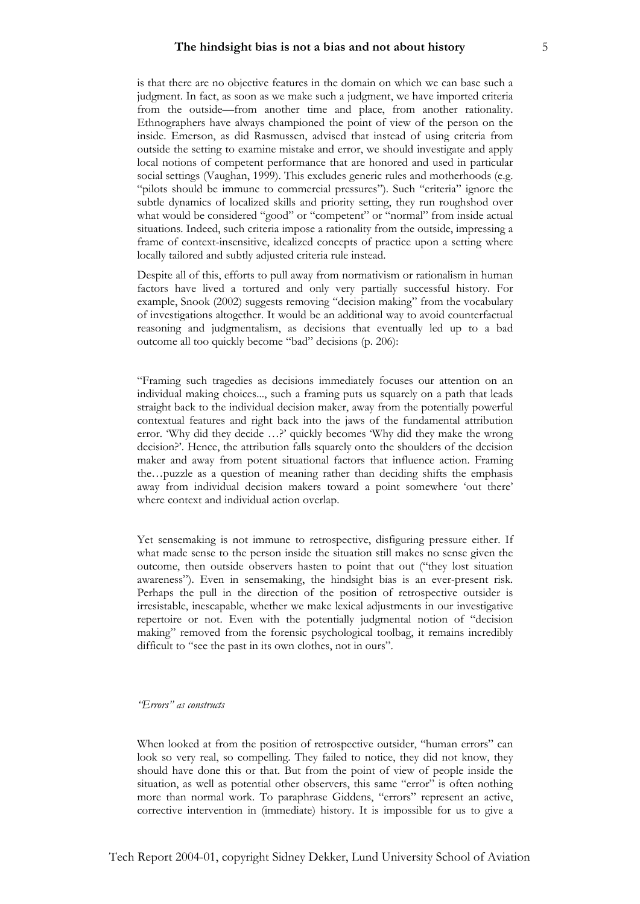is that there are no objective features in the domain on which we can base such a judgment. In fact, as soon as we make such a judgment, we have imported criteria from the outside—from another time and place, from another rationality. Ethnographers have always championed the point of view of the person on the inside. Emerson, as did Rasmussen, advised that instead of using criteria from outside the setting to examine mistake and error, we should investigate and apply local notions of competent performance that are honored and used in particular social settings (Vaughan, 1999). This excludes generic rules and motherhoods (e.g. "pilots should be immune to commercial pressures"). Such "criteria" ignore the subtle dynamics of localized skills and priority setting, they run roughshod over what would be considered "good" or "competent" or "normal" from inside actual situations. Indeed, such criteria impose a rationality from the outside, impressing a frame of context-insensitive, idealized concepts of practice upon a setting where locally tailored and subtly adjusted criteria rule instead.

Despite all of this, efforts to pull away from normativism or rationalism in human factors have lived a tortured and only very partially successful history. For example, Snook (2002) suggests removing "decision making" from the vocabulary of investigations altogether. It would be an additional way to avoid counterfactual reasoning and judgmentalism, as decisions that eventually led up to a bad outcome all too quickly become "bad" decisions (p. 206):

"Framing such tragedies as decisions immediately focuses our attention on an individual making choices..., such a framing puts us squarely on a path that leads straight back to the individual decision maker, away from the potentially powerful contextual features and right back into the jaws of the fundamental attribution error. 'Why did they decide …?' quickly becomes 'Why did they make the wrong decision?'. Hence, the attribution falls squarely onto the shoulders of the decision maker and away from potent situational factors that influence action. Framing the…puzzle as a question of meaning rather than deciding shifts the emphasis away from individual decision makers toward a point somewhere 'out there' where context and individual action overlap.

Yet sensemaking is not immune to retrospective, disfiguring pressure either. If what made sense to the person inside the situation still makes no sense given the outcome, then outside observers hasten to point that out ("they lost situation awareness"). Even in sensemaking, the hindsight bias is an ever-present risk. Perhaps the pull in the direction of the position of retrospective outsider is irresistable, inescapable, whether we make lexical adjustments in our investigative repertoire or not. Even with the potentially judgmental notion of "decision making" removed from the forensic psychological toolbag, it remains incredibly difficult to "see the past in its own clothes, not in ours".

### *"Errors" as constructs*

When looked at from the position of retrospective outsider, "human errors" can look so very real, so compelling. They failed to notice, they did not know, they should have done this or that. But from the point of view of people inside the situation, as well as potential other observers, this same "error" is often nothing more than normal work. To paraphrase Giddens, "errors" represent an active, corrective intervention in (immediate) history. It is impossible for us to give a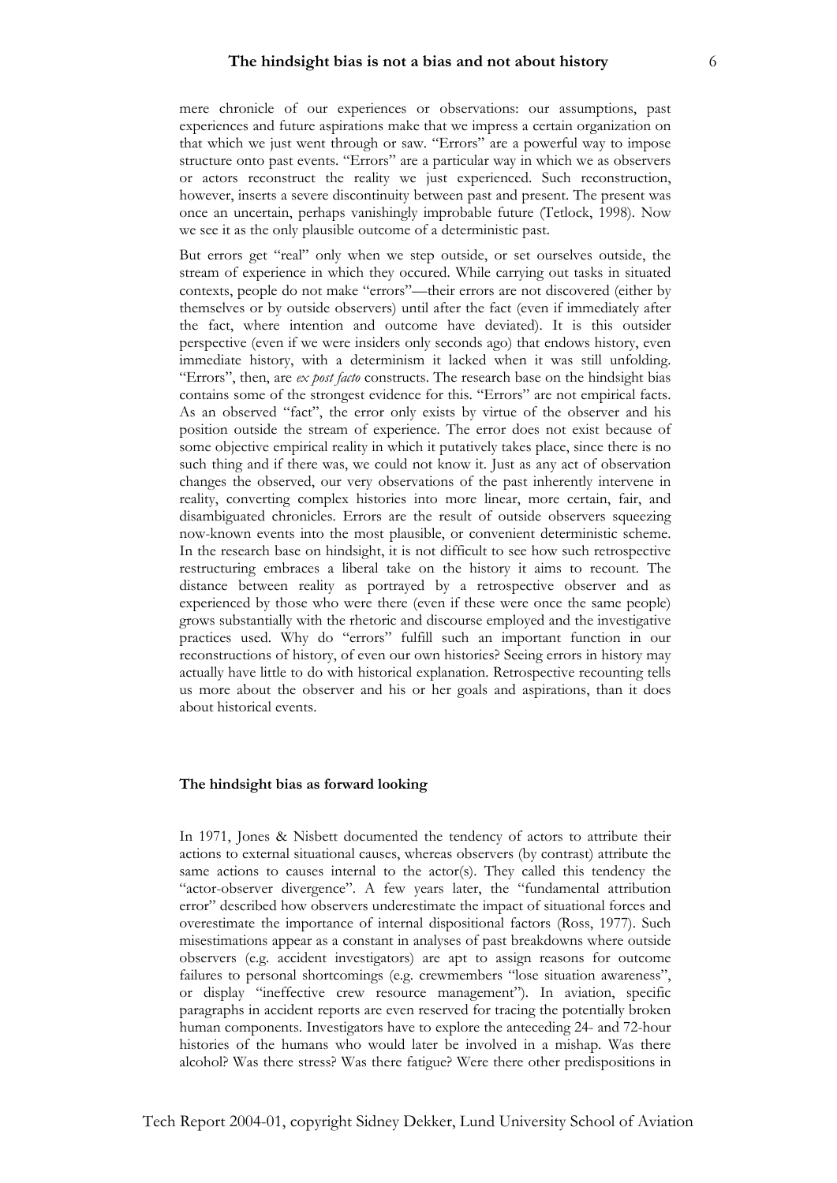mere chronicle of our experiences or observations: our assumptions, past experiences and future aspirations make that we impress a certain organization on that which we just went through or saw. "Errors" are a powerful way to impose structure onto past events. "Errors" are a particular way in which we as observers or actors reconstruct the reality we just experienced. Such reconstruction, however, inserts a severe discontinuity between past and present. The present was once an uncertain, perhaps vanishingly improbable future (Tetlock, 1998). Now we see it as the only plausible outcome of a deterministic past.

But errors get "real" only when we step outside, or set ourselves outside, the stream of experience in which they occured. While carrying out tasks in situated contexts, people do not make "errors"—their errors are not discovered (either by themselves or by outside observers) until after the fact (even if immediately after the fact, where intention and outcome have deviated). It is this outsider perspective (even if we were insiders only seconds ago) that endows history, even immediate history, with a determinism it lacked when it was still unfolding. "Errors", then, are *ex post facto* constructs. The research base on the hindsight bias contains some of the strongest evidence for this. "Errors" are not empirical facts. As an observed "fact", the error only exists by virtue of the observer and his position outside the stream of experience. The error does not exist because of some objective empirical reality in which it putatively takes place, since there is no such thing and if there was, we could not know it. Just as any act of observation changes the observed, our very observations of the past inherently intervene in reality, converting complex histories into more linear, more certain, fair, and disambiguated chronicles. Errors are the result of outside observers squeezing now-known events into the most plausible, or convenient deterministic scheme. In the research base on hindsight, it is not difficult to see how such retrospective restructuring embraces a liberal take on the history it aims to recount. The distance between reality as portrayed by a retrospective observer and as experienced by those who were there (even if these were once the same people) grows substantially with the rhetoric and discourse employed and the investigative practices used. Why do "errors" fulfill such an important function in our reconstructions of history, of even our own histories? Seeing errors in history may actually have little to do with historical explanation. Retrospective recounting tells us more about the observer and his or her goals and aspirations, than it does about historical events.

## The hindsight bias as forward looking

In 1971, Jones & Nisbett documented the tendency of actors to attribute their actions to external situational causes, whereas observers (by contrast) attribute the same actions to causes internal to the actor(s). They called this tendency the "actor-observer divergence". A few years later, the "fundamental attribution error" described how observers underestimate the impact of situational forces and overestimate the importance of internal dispositional factors (Ross, 1977). Such misestimations appear as a constant in analyses of past breakdowns where outside observers (e.g. accident investigators) are apt to assign reasons for outcome failures to personal shortcomings (e.g. crewmembers "lose situation awareness", or display "ineffective crew resource management"). In aviation, specific paragraphs in accident reports are even reserved for tracing the potentially broken human components. Investigators have to explore the anteceding 24- and 72-hour histories of the humans who would later be involved in a mishap. Was there alcohol? Was there stress? Was there fatigue? Were there other predispositions in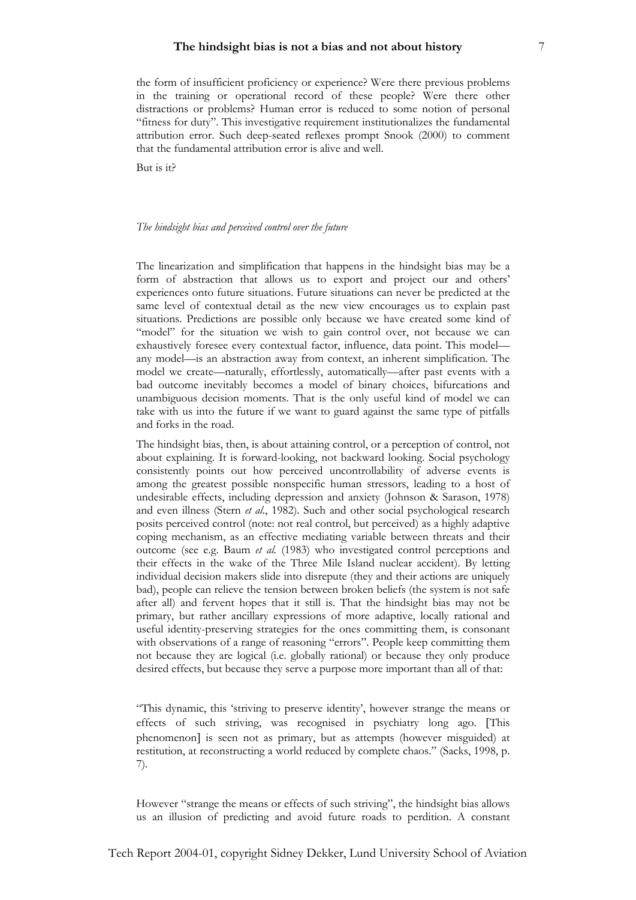the form of insufficient proficiency or experience? Were there previous problems in the training or operational record of these people? Were there other distractions or problems? Human error is reduced to some notion of personal "fitness for duty". This investigative requirement institutionalizes the fundamental attribution error. Such deep-seated reflexes prompt Snook (2000) to comment that the fundamental attribution error is alive and well.

But is it?

### *The hindsight bias and perceived control over the future*

The linearization and simplification that happens in the hindsight bias may be a form of abstraction that allows us to export and project our and others' experiences onto future situations. Future situations can never be predicted at the same level of contextual detail as the new view encourages us to explain past situations. Predictions are possible only because we have created some kind of "model" for the situation we wish to gain control over, not because we can exhaustively foresee every contextual factor, influence, data point. This model—any model—is an abstraction away from context, an inherent simplification. The model we create—naturally, effortlessly, automatically—after past events with a bad outcome inevitably becomes a model of binary choices, bifurcations and unambiguous decision moments. That is the only useful kind of model we can take with us into the future if we want to guard against the same type of pitfalls and forks in the road.

The hindsight bias, then, is about attaining control, or a perception of control, not about explaining. It is forward-looking, not backward looking. Social psychology consistently points out how perceived uncontrollability of adverse events is among the greatest possible nonspecific human stressors, leading to a host of undesirable effects, including depression and anxiety (Johnson & Sarason, 1978) and even illness (Stern *et al.*, 1982). Such and other social psychological research posits perceived control (note: not real control, but perceived) as a highly adaptive coping mechanism, as an effective mediating variable between threats and their outcome (see e.g. Baum *et al.* (1983) who investigated control perceptions and their effects in the wake of the Three Mile Island nuclear accident). By letting individual decision makers slide into disrepute (they and their actions are uniquely bad), people can relieve the tension between broken beliefs (the system is not safe after all) and fervent hopes that it still is. That the hindsight bias may not be primary, but rather ancillary expressions of more adaptive, locally rational and useful identity-preserving strategies for the ones committing them, is consonant with observations of a range of reasoning "errors". People keep committing them not because they are logical (i.e. globally rational) or because they only produce desired effects, but because they serve a purpose more important than all of that:

> "This dynamic, this 'striving to preserve identity', however strange the means or effects of such striving, was recognised in psychiatry long ago. [This phenomenon] is seen not as primary, but as attempts (however misguided) at restitution, at reconstructing a world reduced by complete chaos." (Sacks, 1998, p. 7).

However "strange the means or effects of such striving", the hindsight bias allows us an illusion of predicting and avoid future roads to perdition. A constant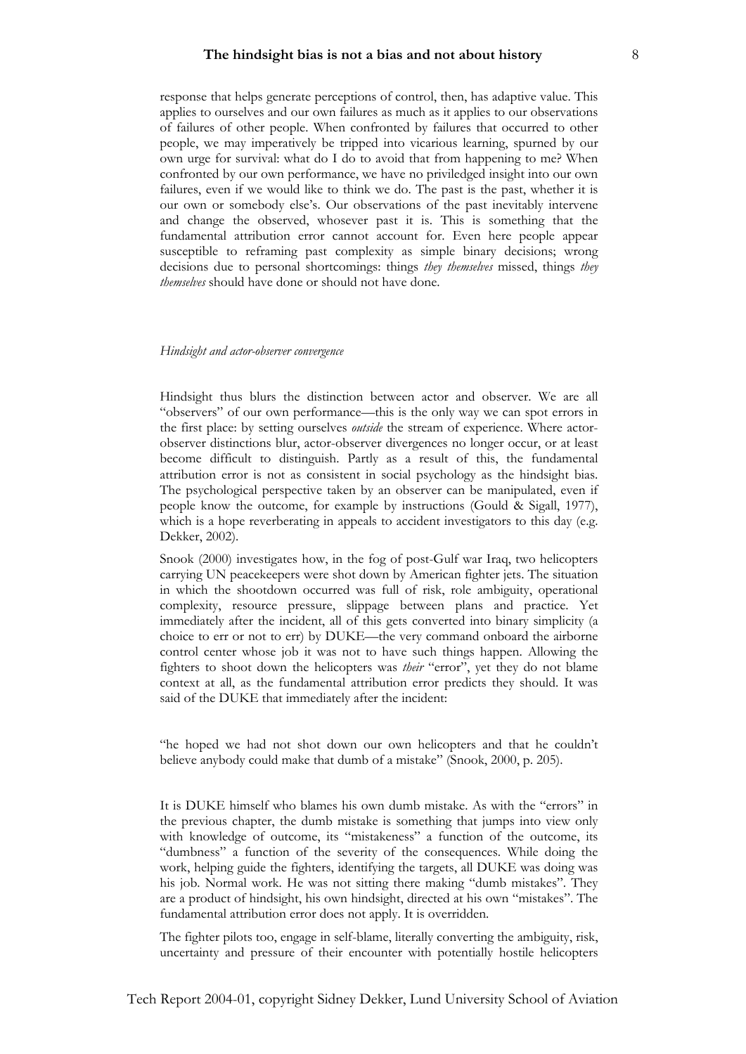response that helps generate perceptions of control, then, has adaptive value. This applies to ourselves and our own failures as much as it applies to our observations of failures of other people. When confronted by failures that occurred to other people, we may imperatively be tripped into vicarious learning, spurned by our own urge for survival: what do I do to avoid that from happening to me? When confronted by our own performance, we have no priviledged insight into our own failures, even if we would like to think we do. The past is the past, whether it is our own or somebody else's. Our observations of the past inevitably intervene and change the observed, whosever past it is. This is something that the fundamental attribution error cannot account for. Even here people appear susceptible to reframing past complexity as simple binary decisions; wrong decisions due to personal shortcomings: things *they themselves* missed, things *they themselves* should have done or should not have done.

*Hindsight and actor-observer convergence*

Hindsight thus blurs the distinction between actor and observer. We are all "observers" of our own performance—this is the only way we can spot errors in the first place: by setting ourselves *outside* the stream of experience. Where actor-observer distinctions blur, actor-observer divergences no longer occur, or at least become difficult to distinguish. Partly as a result of this, the fundamental attribution error is not as consistent in social psychology as the hindsight bias. The psychological perspective taken by an observer can be manipulated, even if people know the outcome, for example by instructions (Gould & Sigall, 1977), which is a hope reverberating in appeals to accident investigators to this day (e.g. Dekker, 2002).

Snook (2000) investigates how, in the fog of post-Gulf war Iraq, two helicopters carrying UN peacekeepers were shot down by American fighter jets. The situation in which the shootdown occurred was full of risk, role ambiguity, operational complexity, resource pressure, slippage between plans and practice. Yet immediately after the incident, all of this gets converted into binary simplicity (a choice to err or not to err) by DUKE—the very command onboard the airborne control center whose job it was not to have such things happen. Allowing the fighters to shoot down the helicopters was *their* "error", yet they do not blame context at all, as the fundamental attribution error predicts they should. It was said of the DUKE that immediately after the incident:

"he hoped we had not shot down our own helicopters and that he couldn't believe anybody could make that dumb of a mistake" (Snook, 2000, p. 205).

It is DUKE himself who blames his own dumb mistake. As with the "errors" in the previous chapter, the dumb mistake is something that jumps into view only with knowledge of outcome, its "mistakeness" a function of the outcome, its "dumbness" a function of the severity of the consequences. While doing the work, helping guide the fighters, identifying the targets, all DUKE was doing was his job. Normal work. He was not sitting there making "dumb mistakes". They are a product of hindsight, his own hindsight, directed at his own "mistakes". The fundamental attribution error does not apply. It is overridden.

The fighter pilots too, engage in self-blame, literally converting the ambiguity, risk, uncertainty and pressure of their encounter with potentially hostile helicopters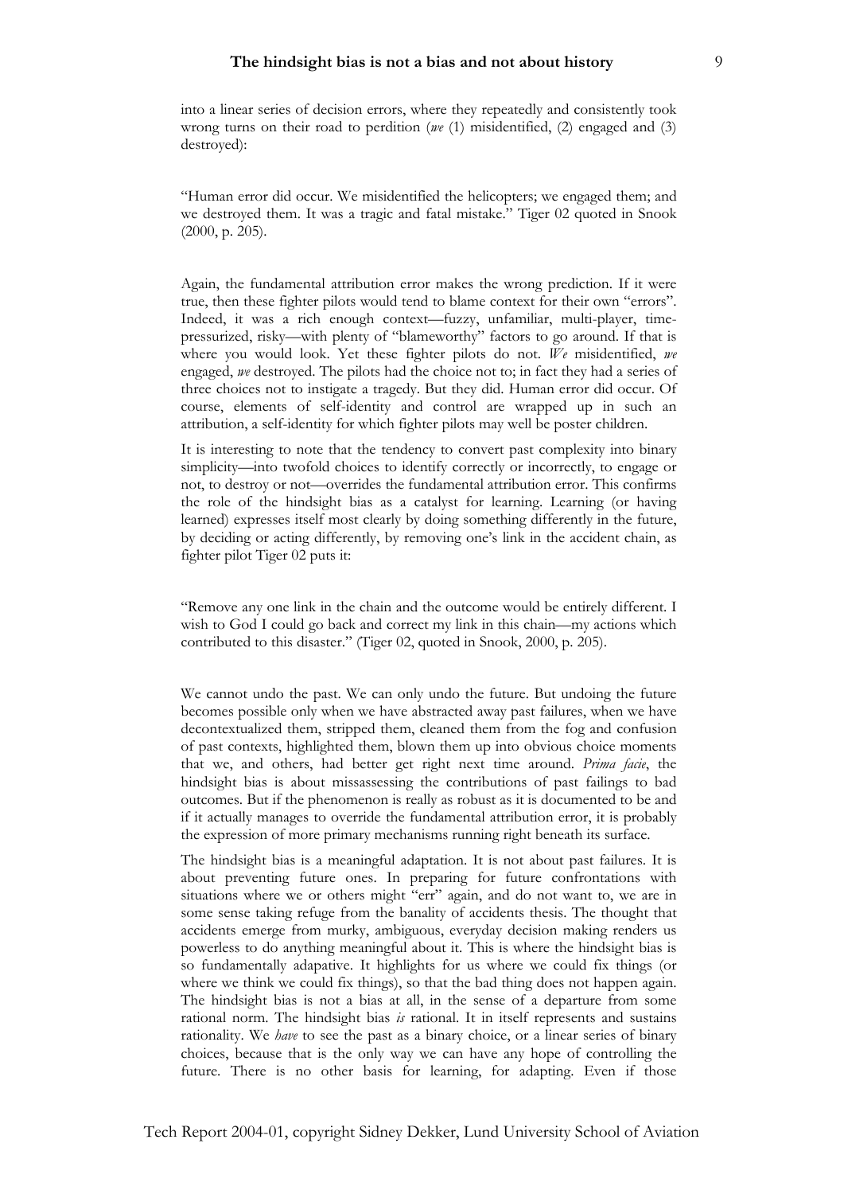into a linear series of decision errors, where they repeatedly and consistently took wrong turns on their road to perdition (*we* (1) misidentified, (2) engaged and (3) destroyed):

"Human error did occur. We misidentified the helicopters; we engaged them; and we destroyed them. It was a tragic and fatal mistake." Tiger 02 quoted in Snook (2000, p. 205).

Again, the fundamental attribution error makes the wrong prediction. If it were true, then these fighter pilots would tend to blame context for their own "errors". Indeed, it was a rich enough context—fuzzy, unfamiliar, multi-player, time-pressurized, risky—with plenty of "blameworthy" factors to go around. If that is where you would look. Yet these fighter pilots do not. *We* misidentified, *we* engaged, *we* destroyed. The pilots had the choice not to; in fact they had a series of three choices not to instigate a tragedy. But they did. Human error did occur. Of course, elements of self-identity and control are wrapped up in such an attribution, a self-identity for which fighter pilots may well be poster children.

It is interesting to note that the tendency to convert past complexity into binary simplicity—into twofold choices to identify correctly or incorrectly, to engage or not, to destroy or not—overrides the fundamental attribution error. This confirms the role of the hindsight bias as a catalyst for learning. Learning (or having learned) expresses itself most clearly by doing something differently in the future, by deciding or acting differently, by removing one's link in the accident chain, as fighter pilot Tiger 02 puts it:

"Remove any one link in the chain and the outcome would be entirely different. I wish to God I could go back and correct my link in this chain—my actions which contributed to this disaster." (Tiger 02, quoted in Snook, 2000, p. 205).

We cannot undo the past. We can only undo the future. But undoing the future becomes possible only when we have abstracted away past failures, when we have decontextualized them, stripped them, cleaned them from the fog and confusion of past contexts, highlighted them, blown them up into obvious choice moments that we, and others, had better get right next time around. *Prima facie*, the hindsight bias is about missassessing the contributions of past failings to bad outcomes. But if the phenomenon is really as robust as it is documented to be and if it actually manages to override the fundamental attribution error, it is probably the expression of more primary mechanisms running right beneath its surface.

The hindsight bias is a meaningful adaptation. It is not about past failures. It is about preventing future ones. In preparing for future confrontations with situations where we or others might "err" again, and do not want to, we are in some sense taking refuge from the banality of accidents thesis. The thought that accidents emerge from murky, ambiguous, everyday decision making renders us powerless to do anything meaningful about it. This is where the hindsight bias is so fundamentally adapative. It highlights for us where we could fix things (or where we think we could fix things), so that the bad thing does not happen again. The hindsight bias is not a bias at all, in the sense of a departure from some rational norm. The hindsight bias *is* rational. It in itself represents and sustains rationality. We *have* to see the past as a binary choice, or a linear series of binary choices, because that is the only way we can have any hope of controlling the future. There is no other basis for learning, for adapting. Even if those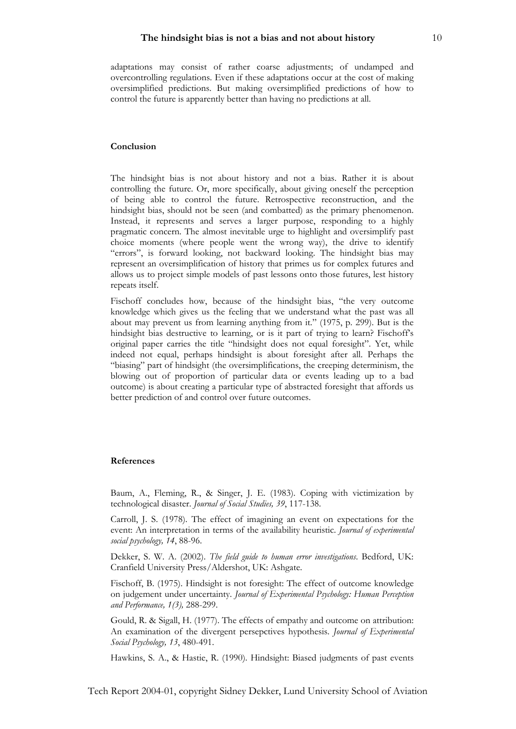adaptations may consist of rather coarse adjustments; of undamped and overcontrolling regulations. Even if these adaptations occur at the cost of making oversimplified predictions. But making oversimplified predictions of how to control the future is apparently better than having no predictions at all.

### Conclusion

The hindsight bias is not about history and not a bias. Rather it is about controlling the future. Or, more specifically, about giving oneself the perception of being able to control the future. Retrospective reconstruction, and the hindsight bias, should not be seen (and combatted) as the primary phenomenon. Instead, it represents and serves a larger purpose, responding to a highly pragmatic concern. The almost inevitable urge to highlight and oversimplify past choice moments (where people went the wrong way), the drive to identify "errors", is forward looking, not backward looking. The hindsight bias may represent an oversimplification of history that primes us for complex futures and allows us to project simple models of past lessons onto those futures, lest history repeats itself.

Fischoff concludes how, because of the hindsight bias, "the very outcome knowledge which gives us the feeling that we understand what the past was all about may prevent us from learning anything from it." (1975, p. 299). But is the hindsight bias destructive to learning, or is it part of trying to learn? Fischoff's original paper carries the title "hindsight does not equal foresight". Yet, while indeed not equal, perhaps hindsight is about foresight after all. Perhaps the "biasing" part of hindsight (the oversimplifications, the creeping determinism, the blowing out of proportion of particular data or events leading up to a bad outcome) is about creating a particular type of abstracted foresight that affords us better prediction of and control over future outcomes.

### References

Baum, A., Fleming, R., & Singer, J. E. (1983). Coping with victimization by technological disaster. *Journal of Social Studies, 39*, 117-138.

Carroll, J. S. (1978). The effect of imagining an event on expectations for the event: An interpretation in terms of the availability heuristic. *Journal of experimental social psychology, 14*, 88-96.

Dekker, S. W. A. (2002). *The field guide to human error investigations*. Bedford, UK: Cranfield University Press/Aldershot, UK: Ashgate.

Fischoff, B. (1975). Hindsight is not foresight: The effect of outcome knowledge on judgement under uncertainty. *Journal of Experimental Psychology: Human Perception and Performance, 1(3),* 288-299.

Gould, R. & Sigall, H. (1977). The effects of empathy and outcome on attribution: An examination of the divergent persepctives hypothesis. *Journal of Experimental Social Psychology, 13*, 480-491.

Hawkins, S. A., & Hastie, R. (1990). Hindsight: Biased judgments of past events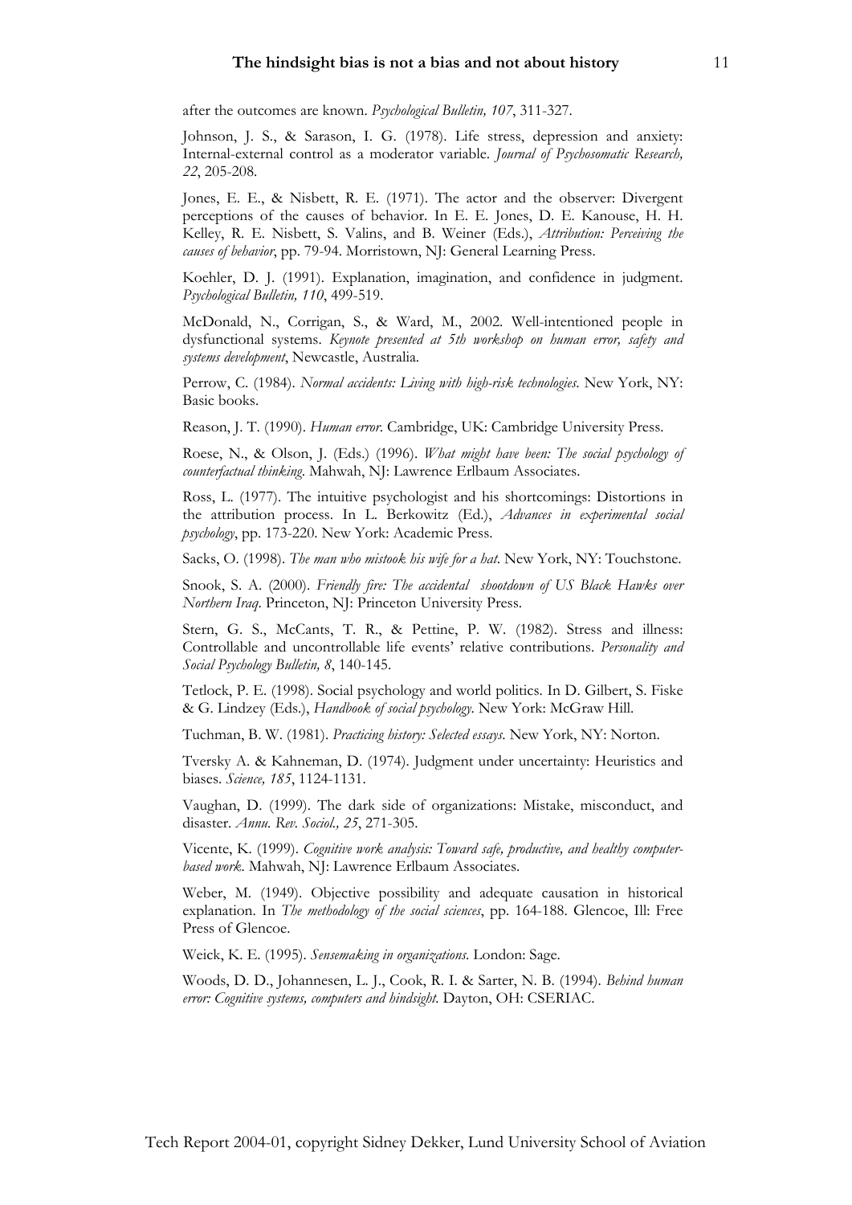after the outcomes are known. *Psychological Bulletin, 107*, 311-327.

Johnson, J. S., & Sarason, I. G. (1978). Life stress, depression and anxiety: Internal-external control as a moderator variable. *Journal of Psychosomatic Research, 22*, 205-208.

Jones, E. E., & Nisbett, R. E. (1971). The actor and the observer: Divergent perceptions of the causes of behavior. In E. E. Jones, D. E. Kanouse, H. H. Kelley, R. E. Nisbett, S. Valins, and B. Weiner (Eds.), *Attribution: Perceiving the causes of behavior*, pp. 79-94. Morristown, NJ: General Learning Press.

Koehler, D. J. (1991). Explanation, imagination, and confidence in judgment. *Psychological Bulletin, 110*, 499-519.

McDonald, N., Corrigan, S., & Ward, M., 2002. Well-intentioned people in dysfunctional systems. *Keynote presented at 5th workshop on human error, safety and systems development*, Newcastle, Australia.

Perrow, C. (1984). *Normal accidents: Living with high-risk technologies.* New York, NY: Basic books.

Reason, J. T. (1990). *Human error.* Cambridge, UK: Cambridge University Press.

Roese, N., & Olson, J. (Eds.) (1996). *What might have been: The social psychology of counterfactual thinking.* Mahwah, NJ: Lawrence Erlbaum Associates.

Ross, L. (1977). The intuitive psychologist and his shortcomings: Distortions in the attribution process. In L. Berkowitz (Ed.), *Advances in experimental social psychology*, pp. 173-220. New York: Academic Press.

Sacks, O. (1998). *The man who mistook his wife for a hat.* New York, NY: Touchstone.

Snook, S. A. (2000). *Friendly fire: The accidental shootdown of US Black Hawks over Northern Iraq.* Princeton, NJ: Princeton University Press.

Stern, G. S., McCants, T. R., & Pettine, P. W. (1982). Stress and illness: Controllable and uncontrollable life events' relative contributions. *Personality and Social Psychology Bulletin, 8*, 140-145.

Tetlock, P. E. (1998). Social psychology and world politics. In D. Gilbert, S. Fiske & G. Lindzey (Eds.), *Handbook of social psychology.* New York: McGraw Hill.

Tuchman, B. W. (1981). *Practicing history: Selected essays.* New York, NY: Norton.

Tversky A. & Kahneman, D. (1974). Judgment under uncertainty: Heuristics and biases. *Science, 185*, 1124-1131.

Vaughan, D. (1999). The dark side of organizations: Mistake, misconduct, and disaster. *Annu. Rev. Sociol., 25*, 271-305.

Vicente, K. (1999). *Cognitive work analysis: Toward safe, productive, and healthy computer-based work.* Mahwah, NJ: Lawrence Erlbaum Associates.

Weber, M. (1949). Objective possibility and adequate causation in historical explanation. In *The methodology of the social sciences*, pp. 164-188. Glencoe, Ill: Free Press of Glencoe.

Weick, K. E. (1995). *Sensemaking in organizations.* London: Sage.

Woods, D. D., Johannesen, L. J., Cook, R. I. & Sarter, N. B. (1994). *Behind human error: Cognitive systems, computers and hindsight.* Dayton, OH: CSERIAC.